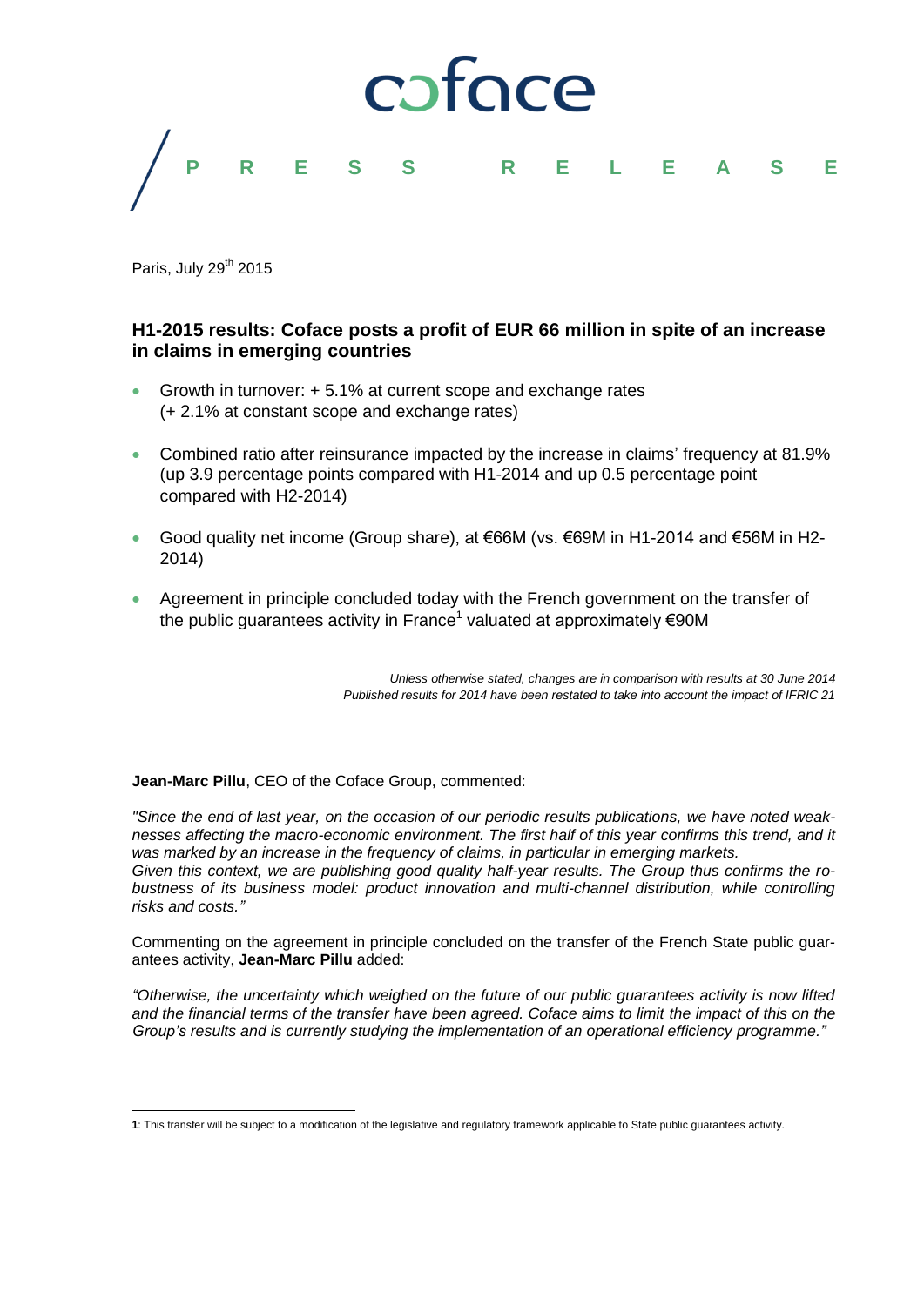coface

PRESS RELEASE

Paris, July 29th 2015

## H1-2015 results: Coface posts a profit of EUR 66 million in spite of an increase in claims in emerging countries

- Growth in turnover: + 5.1% at current scope and exchange rates (+ 2.1% at constant scope and exchange rates)
- Combined ratio after reinsurance impacted by the increase in claims' frequency at 81.9% (up 3.9 percentage points compared with H1-2014 and up 0.5 percentage point compared with H2-2014)
- Good quality net income (Group share), at €66M (vs. €69M in H1-2014 and €56M in H2-2014)
- Agreement in principle concluded today with the French government on the transfer of the public guarantees activity in France[1] valued at approximately €90M

*Unless otherwise stated, changes are in comparison with results at 30 June 2014*
*Published results for 2014 have been restated to take into account the impact of IFRIC 21*

**Jean-Marc Pillu**, CEO of the Coface Group, commented:

*"Since the end of last year, on the occasion of our periodic results publications, we have noted weaknesses affecting the macro-economic environment. The first half of this year confirms this trend, and it was marked by an increase in the frequency of claims, in particular in emerging markets.*
*Given this context, we are publishing good quality half-year results. The Group thus confirms the robustness of its business model: product innovation and multi-channel distribution, while controlling risks and costs."*

Commenting on the agreement in principle concluded on the transfer of the French State public guarantees activity, **Jean-Marc Pillu** added:

*"Otherwise, the uncertainty which weighed on the future of our public guarantees activity is now lifted and the financial terms of the transfer have been agreed. Coface aims to limit the impact of this on the Group's results and is currently studying the implementation of an operational efficiency programme."*

---

**1**: This transfer will be subject to a modification of the legislative and regulatory framework applicable to State public guarantees activity.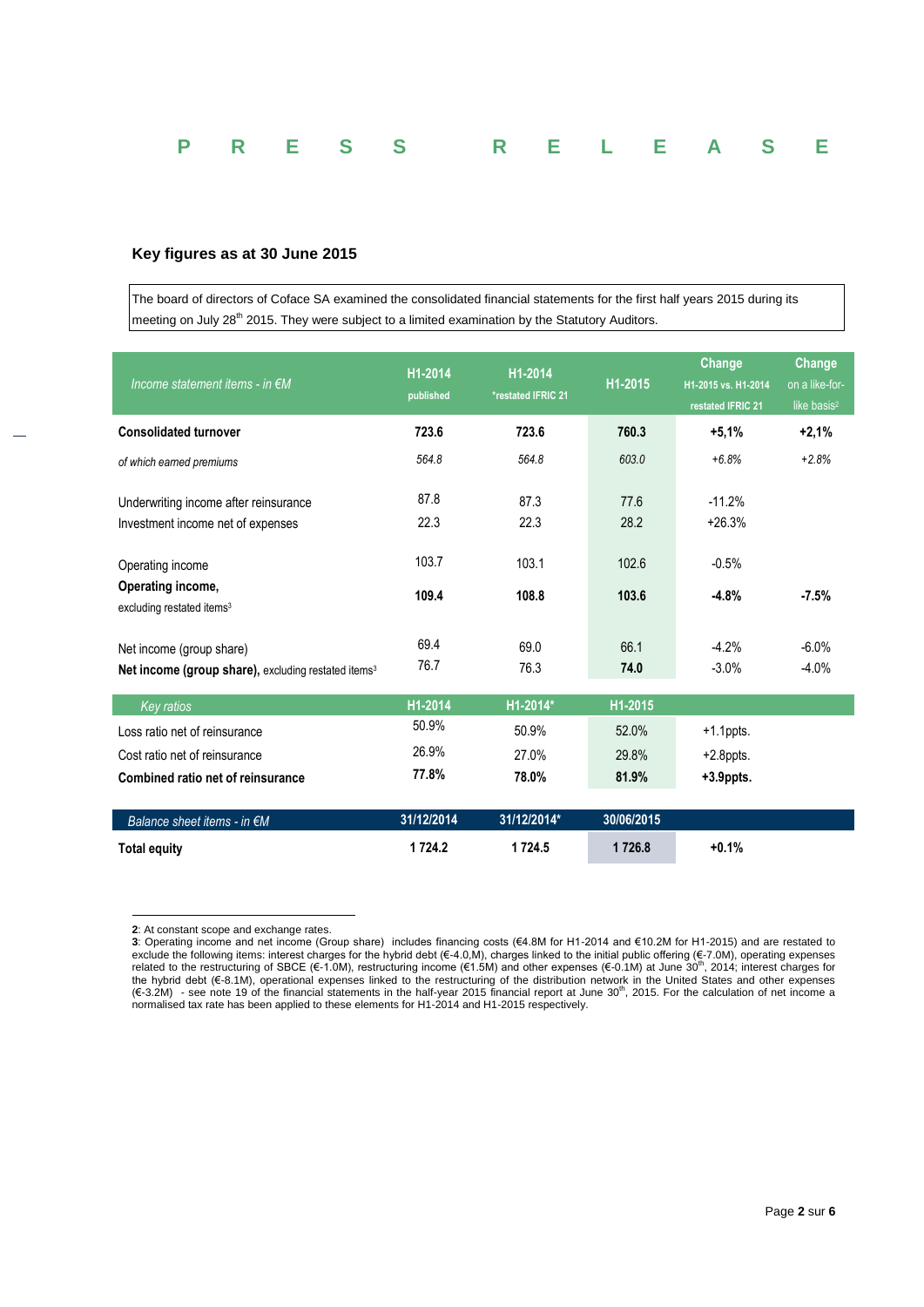**P R E S S R E L E A S E**

### Key figures as at 30 June 2015

The board of directors of Coface SA examined the consolidated financial statements for the first half years 2015 during its meeting on July 28th 2015. They were subject to a limited examination by the Statutory Auditors.

| *Income statement items - in €M* | H1-2014 published | H1-2014 *restated IFRIC 21 | H1-2015 | Change H1-2015 vs. H1-2014 restated IFRIC 21 | Change on a like-for-like basis[2] |
|---|---|---|---|---|---|
| **Consolidated turnover** | **723.6** | **723.6** | **760.3** | **+5,1%** | **+2,1%** |
| *of which earned premiums* | *564.8* | *564.8* | *603.0* | *+6.8%* | *+2.8%* |
| Underwriting income after reinsurance | 87.8 | 87.3 | 77.6 | -11.2% | |
| Investment income net of expenses | 22.3 | 22.3 | 28.2 | +26.3% | |
| Operating income | 103.7 | 103.1 | 102.6 | -0.5% | |
| **Operating income,** excluding restated items[3] | **109.4** | **108.8** | **103.6** | **-4.8%** | **-7.5%** |
| Net income (group share) | 69.4 | 69.0 | 66.1 | -4.2% | -6.0% |
| **Net income (group share),** excluding restated items[3] | 76.7 | 76.3 | **74.0** | -3.0% | -4.0% |

| *Key ratios* | H1-2014 | H1-2014* | H1-2015 | |
|---|---|---|---|---|
| Loss ratio net of reinsurance | 50.9% | 50.9% | 52.0% | +1.1ppts. |
| Cost ratio net of reinsurance | 26.9% | 27.0% | 29.8% | +2.8ppts. |
| **Combined ratio net of reinsurance** | **77.8%** | **78.0%** | **81.9%** | **+3.9ppts.** |

| *Balance sheet items - in €M* | 31/12/2014 | 31/12/2014* | 30/06/2015 | |
|---|---|---|---|---|
| **Total equity** | **1 724.2** | **1 724.5** | **1 726.8** | **+0.1%** |

---

**2**: At constant scope and exchange rates.

**3**: Operating income and net income (Group share) includes financing costs (€4.8M for H1-2014 and €10.2M for H1-2015) and are restated to exclude the following items: interest charges for the hybrid debt (€-4.0,M), charges linked to the initial public offering (€-7.0M), operating expenses related to the restructuring of SBCE (€-1.0M), restructuring income (€1.5M) and other expenses (€-0.1M) at June 30th, 2014; interest charges for the hybrid debt (€-8.1M), operational expenses linked to the restructuring of the distribution network in the United States and other expenses (€-3.2M) - see note 19 of the financial statements in the half-year 2015 financial report at June 30th, 2015. For the calculation of net income a normalised tax rate has been applied to these elements for H1-2014 and H1-2015 respectively.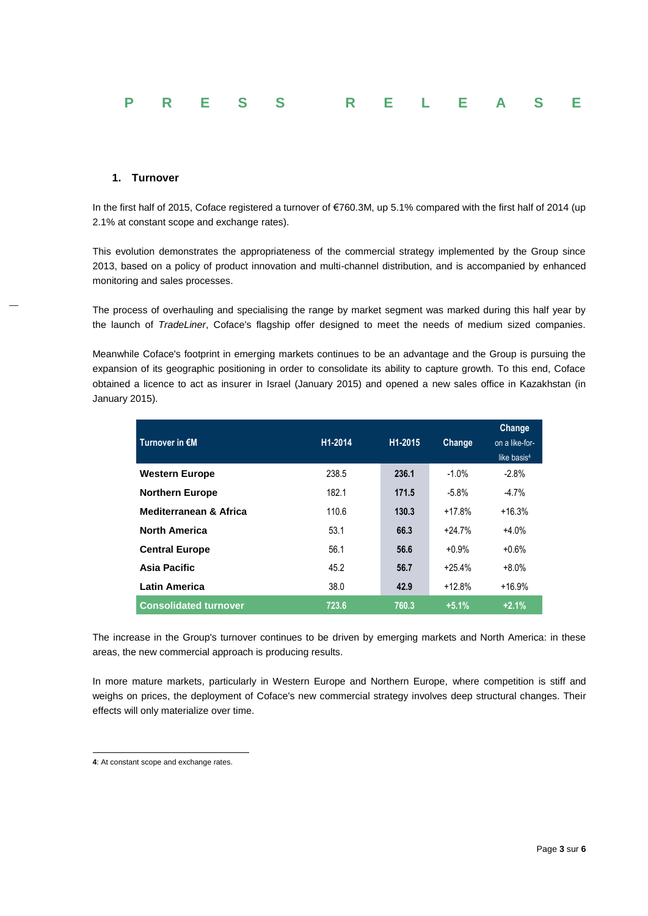## 1. Turnover

In the first half of 2015, Coface registered a turnover of €760.3M, up 5.1% compared with the first half of 2014 (up 2.1% at constant scope and exchange rates).

This evolution demonstrates the appropriateness of the commercial strategy implemented by the Group since 2013, based on a policy of product innovation and multi-channel distribution, and is accompanied by enhanced monitoring and sales processes.

The process of overhauling and specialising the range by market segment was marked during this half year by the launch of *TradeLiner*, Coface's flagship offer designed to meet the needs of medium sized companies.

Meanwhile Coface's footprint in emerging markets continues to be an advantage and the Group is pursuing the expansion of its geographic positioning in order to consolidate its ability to capture growth. To this end, Coface obtained a licence to act as insurer in Israel (January 2015) and opened a new sales office in Kazakhstan (in January 2015).

| Turnover in €M | H1-2014 | H1-2015 | Change | Change on a like-for-like basis[4] |
|---|---|---|---|---|
| **Western Europe** | 238.5 | **236.1** | -1.0% | -2.8% |
| **Northern Europe** | 182.1 | **171.5** | -5.8% | -4.7% |
| **Mediterranean & Africa** | 110.6 | **130.3** | +17.8% | +16.3% |
| **North America** | 53.1 | **66.3** | +24.7% | +4.0% |
| **Central Europe** | 56.1 | **56.6** | +0.9% | +0.6% |
| **Asia Pacific** | 45.2 | **56.7** | +25.4% | +8.0% |
| **Latin America** | 38.0 | **42.9** | +12.8% | +16.9% |
| **Consolidated turnover** | **723.6** | **760.3** | **+5.1%** | **+2.1%** |

The increase in the Group's turnover continues to be driven by emerging markets and North America: in these areas, the new commercial approach is producing results.

In more mature markets, particularly in Western Europe and Northern Europe, where competition is stiff and weighs on prices, the deployment of Coface's new commercial strategy involves deep structural changes. Their effects will only materialize over time.

**4**: At constant scope and exchange rates.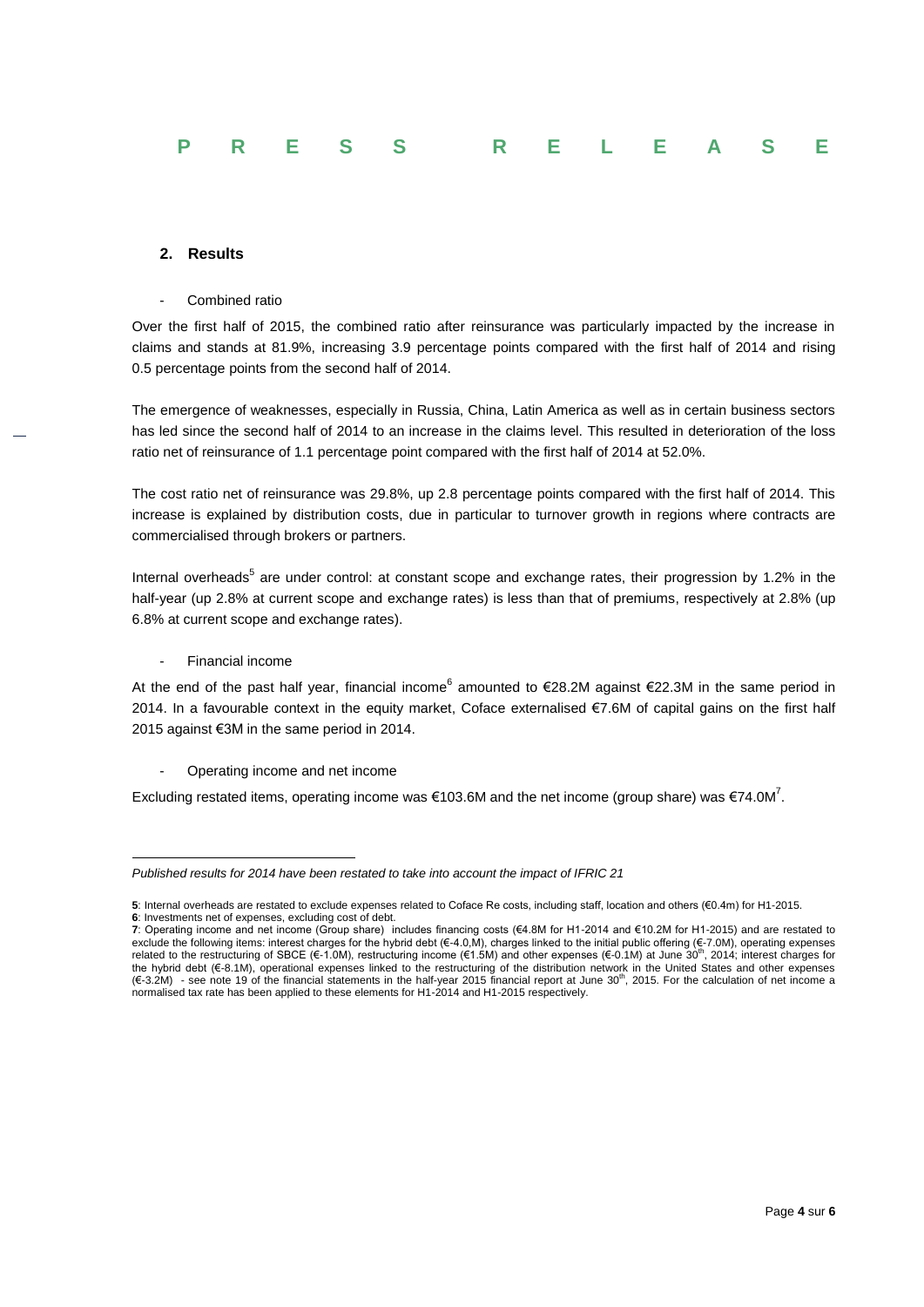## 2. Results

- Combined ratio

Over the first half of 2015, the combined ratio after reinsurance was particularly impacted by the increase in claims and stands at 81.9%, increasing 3.9 percentage points compared with the first half of 2014 and rising 0.5 percentage points from the second half of 2014.

The emergence of weaknesses, especially in Russia, China, Latin America as well as in certain business sectors has led since the second half of 2014 to an increase in the claims level. This resulted in deterioration of the loss ratio net of reinsurance of 1.1 percentage point compared with the first half of 2014 at 52.0%.

The cost ratio net of reinsurance was 29.8%, up 2.8 percentage points compared with the first half of 2014. This increase is explained by distribution costs, due in particular to turnover growth in regions where contracts are commercialised through brokers or partners.

Internal overheads[5] are under control: at constant scope and exchange rates, their progression by 1.2% in the half-year (up 2.8% at current scope and exchange rates) is less than that of premiums, respectively at 2.8% (up 6.8% at current scope and exchange rates).

- Financial income

At the end of the past half year, financial income[6] amounted to €28.2M against €22.3M in the same period in 2014. In a favourable context in the equity market, Coface externalised €7.6M of capital gains on the first half 2015 against €3M in the same period in 2014.

- Operating income and net income

Excluding restated items, operating income was €103.6M and the net income (group share) was €74.0M[7].

---

*Published results for 2014 have been restated to take into account the impact of IFRIC 21*

**5**: Internal overheads are restated to exclude expenses related to Coface Re costs, including staff, location and others (€0.4m) for H1-2015.
**6**: Investments net of expenses, excluding cost of debt.
**7**: Operating income and net income (Group share) includes financing costs (€4.8M for H1-2014 and €10.2M for H1-2015) and are restated to exclude the following items: interest charges for the hybrid debt (€-4.0,M), charges linked to the initial public offering (€-7.0M), operating expenses related to the restructuring of SBCE (€-1.0M), restructuring income (€1.5M) and other expenses (€-0.1M) at June 30th, 2014; interest charges for the hybrid debt (€-8.1M), operational expenses linked to the restructuring of the distribution network in the United States and other expenses (€-3.2M) - see note 19 of the financial statements in the half-year 2015 financial report at June 30th, 2015. For the calculation of net income a normalised tax rate has been applied to these elements for H1-2014 and H1-2015 respectively.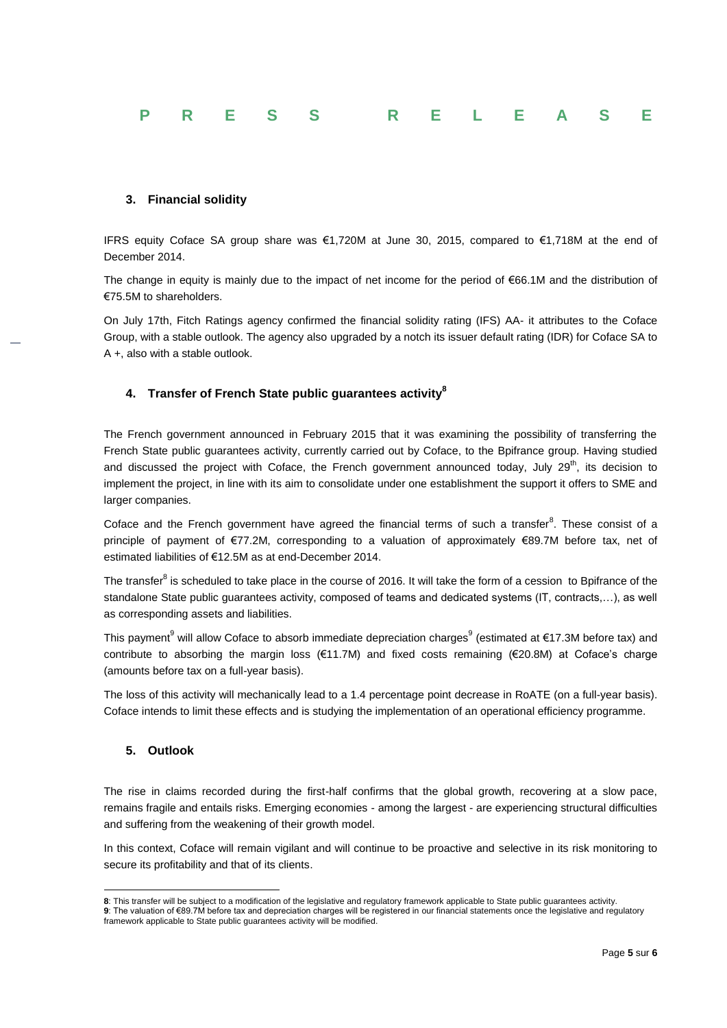### 3. Financial solidity

IFRS equity Coface SA group share was €1,720M at June 30, 2015, compared to €1,718M at the end of December 2014.

The change in equity is mainly due to the impact of net income for the period of €66.1M and the distribution of €75.5M to shareholders.

On July 17th, Fitch Ratings agency confirmed the financial solidity rating (IFS) AA- it attributes to the Coface Group, with a stable outlook. The agency also upgraded by a notch its issuer default rating (IDR) for Coface SA to A +, also with a stable outlook.

### 4. Transfer of French State public guarantees activity[8]

The French government announced in February 2015 that it was examining the possibility of transferring the French State public guarantees activity, currently carried out by Coface, to the Bpifrance group. Having studied and discussed the project with Coface, the French government announced today, July 29th, its decision to implement the project, in line with its aim to consolidate under one establishment the support it offers to SME and larger companies.

Coface and the French government have agreed the financial terms of such a transfer[8]. These consist of a principle of payment of €77.2M, corresponding to a valuation of approximately €89.7M before tax, net of estimated liabilities of €12.5M as at end-December 2014.

The transfer[8] is scheduled to take place in the course of 2016. It will take the form of a cession to Bpifrance of the standalone State public guarantees activity, composed of teams and dedicated systems (IT, contracts,…), as well as corresponding assets and liabilities.

This payment[9] will allow Coface to absorb immediate depreciation charges[9] (estimated at €17.3M before tax) and contribute to absorbing the margin loss (€11.7M) and fixed costs remaining (€20.8M) at Coface's charge (amounts before tax on a full-year basis).

The loss of this activity will mechanically lead to a 1.4 percentage point decrease in RoATE (on a full-year basis). Coface intends to limit these effects and is studying the implementation of an operational efficiency programme.

### 5. Outlook

The rise in claims recorded during the first-half confirms that the global growth, recovering at a slow pace, remains fragile and entails risks. Emerging economies - among the largest - are experiencing structural difficulties and suffering from the weakening of their growth model.

In this context, Coface will remain vigilant and will continue to be proactive and selective in its risk monitoring to secure its profitability and that of its clients.

---

**8**: This transfer will be subject to a modification of the legislative and regulatory framework applicable to State public guarantees activity.
**9**: The valuation of €89.7M before tax and depreciation charges will be registered in our financial statements once the legislative and regulatory framework applicable to State public guarantees activity will be modified.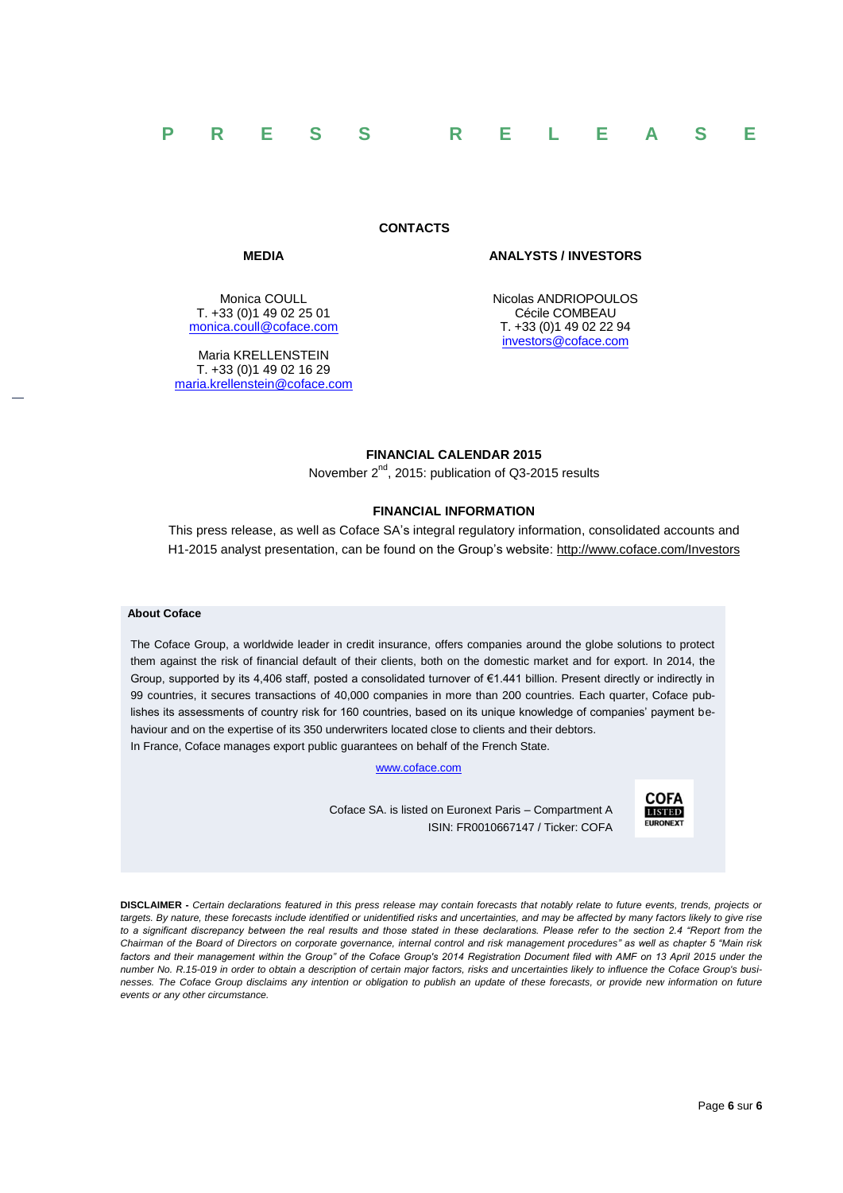# PRESS RELEASE

## CONTACTS

**MEDIA**

Monica COULL
T. +33 (0)1 49 02 25 01
monica.coull@coface.com

Maria KRELLENSTEIN
T. +33 (0)1 49 02 16 29
maria.krellenstein@coface.com

**ANALYSTS / INVESTORS**

Nicolas ANDRIOPOULOS
Cécile COMBEAU
T. +33 (0)1 49 02 22 94
investors@coface.com

## FINANCIAL CALENDAR 2015

November 2nd, 2015: publication of Q3-2015 results

## FINANCIAL INFORMATION

This press release, as well as Coface SA's integral regulatory information, consolidated accounts and H1-2015 analyst presentation, can be found on the Group's website: http://www.coface.com/Investors

**About Coface**

The Coface Group, a worldwide leader in credit insurance, offers companies around the globe solutions to protect them against the risk of financial default of their clients, both on the domestic market and for export. In 2014, the Group, supported by its 4,406 staff, posted a consolidated turnover of €1.441 billion. Present directly or indirectly in 99 countries, it secures transactions of 40,000 companies in more than 200 countries. Each quarter, Coface publishes its assessments of country risk for 160 countries, based on its unique knowledge of companies' payment behaviour and on the expertise of its 350 underwriters located close to clients and their debtors.
In France, Coface manages export public guarantees on behalf of the French State.

www.coface.com

Coface SA. is listed on Euronext Paris – Compartment A
ISIN: FR0010667147 / Ticker: COFA

COFA LISTED EURONEXT

**DISCLAIMER -** *Certain declarations featured in this press release may contain forecasts that notably relate to future events, trends, projects or targets. By nature, these forecasts include identified or unidentified risks and uncertainties, and may be affected by many factors likely to give rise to a significant discrepancy between the real results and those stated in these declarations. Please refer to the section 2.4 "Report from the Chairman of the Board of Directors on corporate governance, internal control and risk management procedures" as well as chapter 5 "Main risk factors and their management within the Group" of the Coface Group's 2014 Registration Document filed with AMF on 13 April 2015 under the number No. R.15-019 in order to obtain a description of certain major factors, risks and uncertainties likely to influence the Coface Group's businesses. The Coface Group disclaims any intention or obligation to publish an update of these forecasts, or provide new information on future events or any other circumstance.*